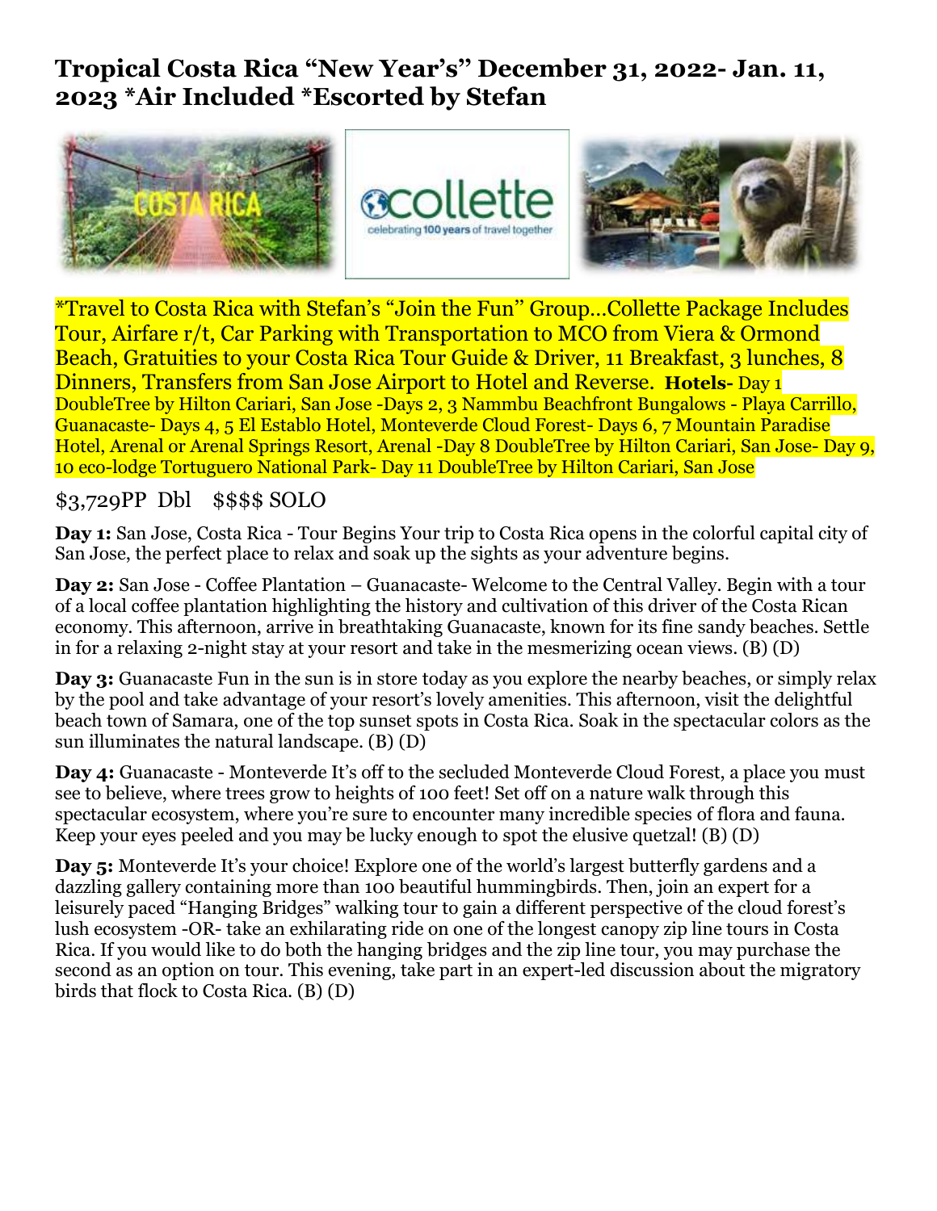# Tropical Costa Rica "New Year's" December 31, 2022- Jan. 11, 2023 *Air Included *Escorted by Stefan

*Travel to Costa Rica with Stefan's "Join the Fun" Group…Collette Package Includes Tour, Airfare r/t, Car Parking with Transportation to MCO from Viera & Ormond Beach, Gratuities to your Costa Rica Tour Guide & Driver, 11 Breakfast, 3 lunches, 8 Dinners, Transfers from San Jose Airport to Hotel and Reverse. **Hotels-** Day 1 DoubleTree by Hilton Cariari, San Jose -Days 2, 3 Nammbu Beachfront Bungalows - Playa Carrillo, Guanacaste- Days 4, 5 El Establo Hotel, Monteverde Cloud Forest- Days 6, 7 Mountain Paradise Hotel, Arenal or Arenal Springs Resort, Arenal -Day 8 DoubleTree by Hilton Cariari, San Jose- Day 9, 10 eco-lodge Tortuguero National Park- Day 11 DoubleTree by Hilton Cariari, San Jose

$3,729PP Dbl $$$$ SOLO

**Day 1:** San Jose, Costa Rica - Tour Begins Your trip to Costa Rica opens in the colorful capital city of San Jose, the perfect place to relax and soak up the sights as your adventure begins.

**Day 2:** San Jose - Coffee Plantation – Guanacaste- Welcome to the Central Valley. Begin with a tour of a local coffee plantation highlighting the history and cultivation of this driver of the Costa Rican economy. This afternoon, arrive in breathtaking Guanacaste, known for its fine sandy beaches. Settle in for a relaxing 2-night stay at your resort and take in the mesmerizing ocean views. (B) (D)

**Day 3:** Guanacaste Fun in the sun is in store today as you explore the nearby beaches, or simply relax by the pool and take advantage of your resort's lovely amenities. This afternoon, visit the delightful beach town of Samara, one of the top sunset spots in Costa Rica. Soak in the spectacular colors as the sun illuminates the natural landscape. (B) (D)

**Day 4:** Guanacaste - Monteverde It's off to the secluded Monteverde Cloud Forest, a place you must see to believe, where trees grow to heights of 100 feet! Set off on a nature walk through this spectacular ecosystem, where you're sure to encounter many incredible species of flora and fauna. Keep your eyes peeled and you may be lucky enough to spot the elusive quetzal! (B) (D)

**Day 5:** Monteverde It's your choice! Explore one of the world's largest butterfly gardens and a dazzling gallery containing more than 100 beautiful hummingbirds. Then, join an expert for a leisurely paced "Hanging Bridges" walking tour to gain a different perspective of the cloud forest's lush ecosystem -OR- take an exhilarating ride on one of the longest canopy zip line tours in Costa Rica. If you would like to do both the hanging bridges and the zip line tour, you may purchase the second as an option on tour. This evening, take part in an expert-led discussion about the migratory birds that flock to Costa Rica. (B) (D)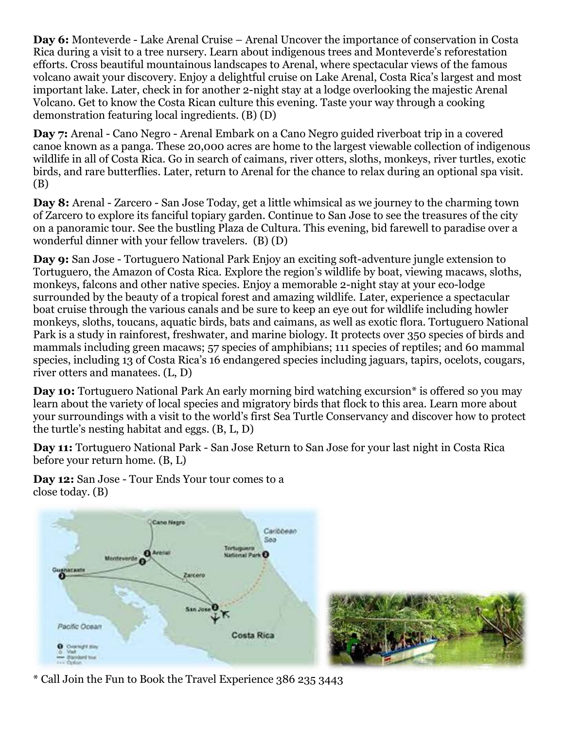**Day 6:** Monteverde - Lake Arenal Cruise – Arenal Uncover the importance of conservation in Costa Rica during a visit to a tree nursery. Learn about indigenous trees and Monteverde's reforestation efforts. Cross beautiful mountainous landscapes to Arenal, where spectacular views of the famous volcano await your discovery. Enjoy a delightful cruise on Lake Arenal, Costa Rica's largest and most important lake. Later, check in for another 2-night stay at a lodge overlooking the majestic Arenal Volcano. Get to know the Costa Rican culture this evening. Taste your way through a cooking demonstration featuring local ingredients. (B) (D)

**Day 7:** Arenal - Cano Negro - Arenal Embark on a Cano Negro guided riverboat trip in a covered canoe known as a panga. These 20,000 acres are home to the largest viewable collection of indigenous wildlife in all of Costa Rica. Go in search of caimans, river otters, sloths, monkeys, river turtles, exotic birds, and rare butterflies. Later, return to Arenal for the chance to relax during an optional spa visit. (B)

**Day 8:** Arenal - Zarcero - San Jose Today, get a little whimsical as we journey to the charming town of Zarcero to explore its fanciful topiary garden. Continue to San Jose to see the treasures of the city on a panoramic tour. See the bustling Plaza de Cultura. This evening, bid farewell to paradise over a wonderful dinner with your fellow travelers. (B) (D)

**Day 9:** San Jose - Tortuguero National Park Enjoy an exciting soft-adventure jungle extension to Tortuguero, the Amazon of Costa Rica. Explore the region's wildlife by boat, viewing macaws, sloths, monkeys, falcons and other native species. Enjoy a memorable 2-night stay at your eco-lodge surrounded by the beauty of a tropical forest and amazing wildlife. Later, experience a spectacular boat cruise through the various canals and be sure to keep an eye out for wildlife including howler monkeys, sloths, toucans, aquatic birds, bats and caimans, as well as exotic flora. Tortuguero National Park is a study in rainforest, freshwater, and marine biology. It protects over 350 species of birds and mammals including green macaws; 57 species of amphibians; 111 species of reptiles; and 60 mammal species, including 13 of Costa Rica's 16 endangered species including jaguars, tapirs, ocelots, cougars, river otters and manatees. (L, D)

**Day 10:** Tortuguero National Park An early morning bird watching excursion* is offered so you may learn about the variety of local species and migratory birds that flock to this area. Learn more about your surroundings with a visit to the world's first Sea Turtle Conservancy and discover how to protect the turtle's nesting habitat and eggs. (B, L, D)

**Day 11:** Tortuguero National Park - San Jose Return to San Jose for your last night in Costa Rica before your return home. (B, L)

**Day 12:** San Jose - Tour Ends Your tour comes to a close today. (B)

* Call Join the Fun to Book the Travel Experience 386 235 3443